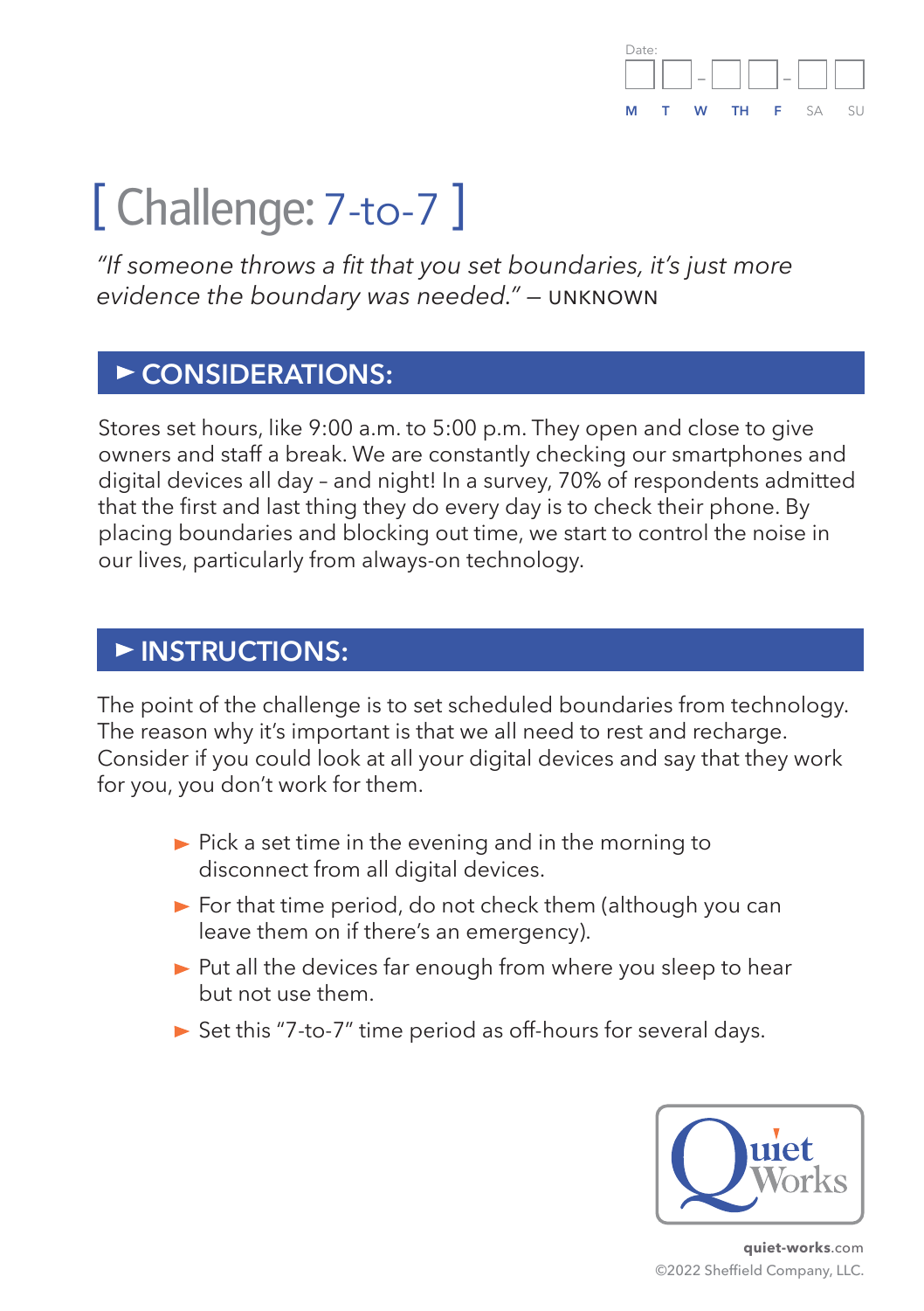Date: ☐☐–☐☐–☐☐

M T W TH F SA SU

# [ Challenge: 7-to-7 ]

*"If someone throws a fit that you set boundaries, it's just more evidence the boundary was needed."* — UNKNOWN

## ► CONSIDERATIONS:

Stores set hours, like 9:00 a.m. to 5:00 p.m. They open and close to give owners and staff a break. We are constantly checking our smartphones and digital devices all day – and night! In a survey, 70% of respondents admitted that the first and last thing they do every day is to check their phone. By placing boundaries and blocking out time, we start to control the noise in our lives, particularly from always-on technology.

## ► INSTRUCTIONS:

The point of the challenge is to set scheduled boundaries from technology. The reason why it's important is that we all need to rest and recharge. Consider if you could look at all your digital devices and say that they work for you, you don't work for them.

- Pick a set time in the evening and in the morning to disconnect from all digital devices.
- For that time period, do not check them (although you can leave them on if there's an emergency).
- Put all the devices far enough from where you sleep to hear but not use them.
- Set this "7-to-7" time period as off-hours for several days.

Quiet Works

**quiet-works**.com
©2022 Sheffield Company, LLC.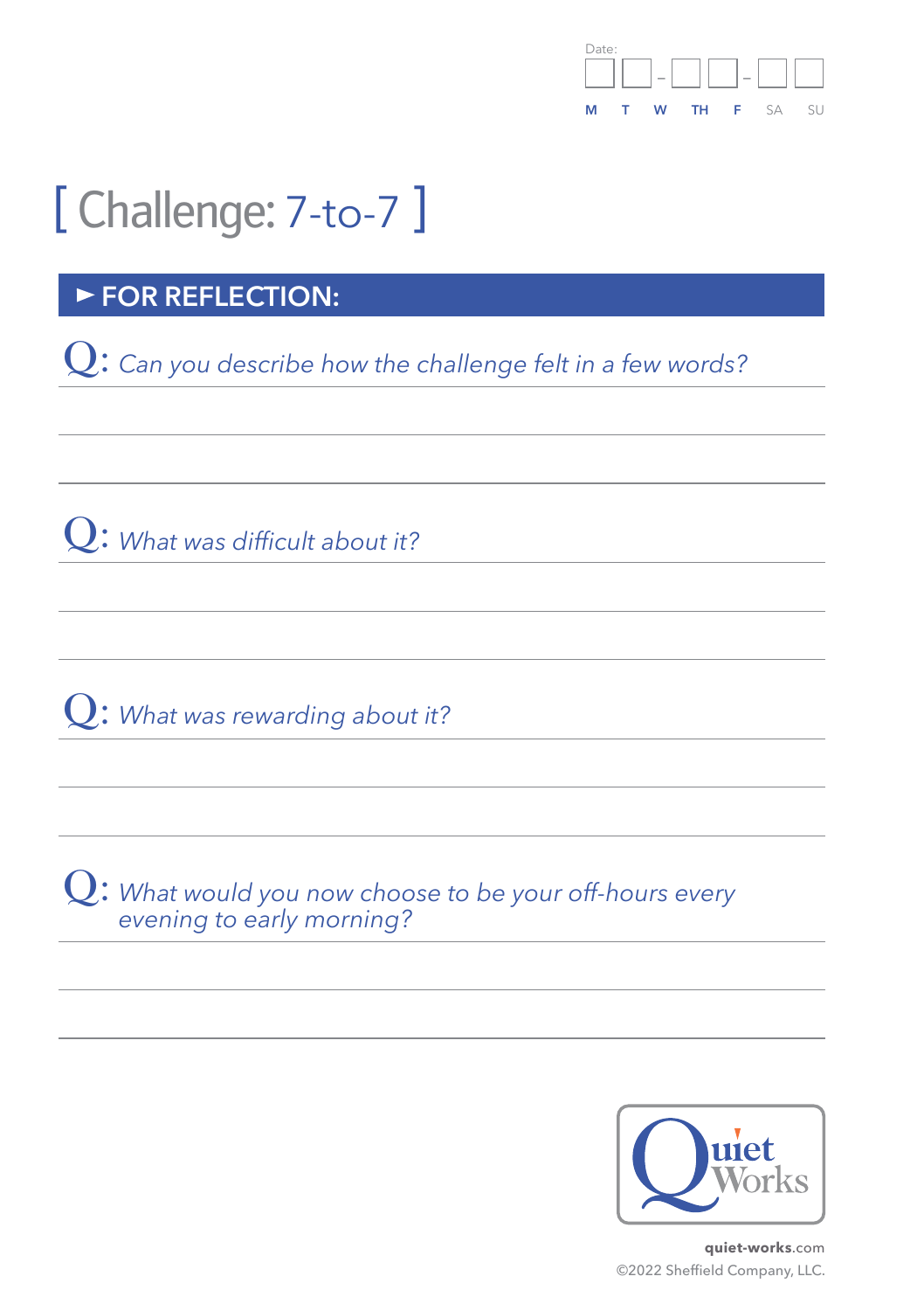Date: __ __ - __ __ - __ __

M T W TH F SA SU

# [ Challenge: 7-to-7 ]

## ► FOR REFLECTION:

Q: *Can you describe how the challenge felt in a few words?*

Q: *What was difficult about it?*

Q: *What was rewarding about it?*

Q: *What would you now choose to be your off-hours every evening to early morning?*

Quiet Works

**quiet-works**.com
©2022 Sheffield Company, LLC.